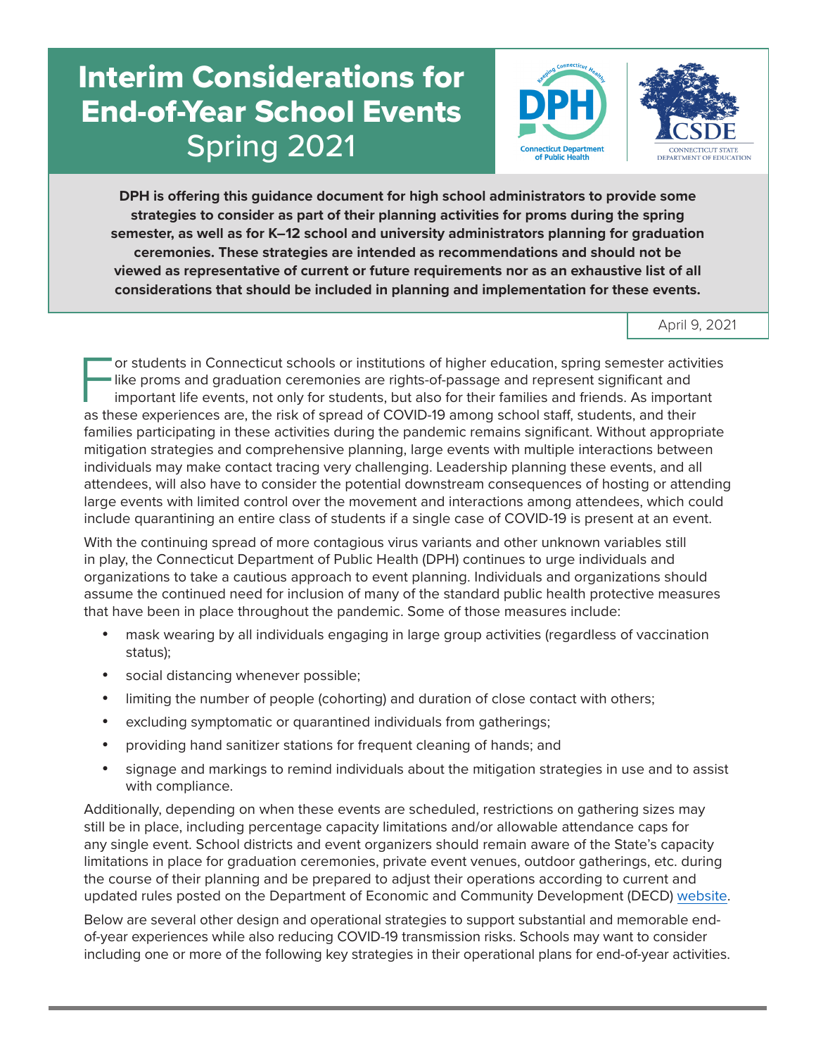# Interim Considerations for End-of-Year School Events

## Spring 2021

**DPH is offering this guidance document for high school administrators to provide some strategies to consider as part of their planning activities for proms during the spring semester, as well as for K–12 school and university administrators planning for graduation ceremonies. These strategies are intended as recommendations and should not be viewed as representative of current or future requirements nor as an exhaustive list of all considerations that should be included in planning and implementation for these events.**

April 9, 2021

For students in Connecticut schools or institutions of higher education, spring semester activities like proms and graduation ceremonies are rights-of-passage and represent significant and important life events, not only for students, but also for their families and friends. As important as these experiences are, the risk of spread of COVID-19 among school staff, students, and their families participating in these activities during the pandemic remains significant. Without appropriate mitigation strategies and comprehensive planning, large events with multiple interactions between individuals may make contact tracing very challenging. Leadership planning these events, and all attendees, will also have to consider the potential downstream consequences of hosting or attending large events with limited control over the movement and interactions among attendees, which could include quarantining an entire class of students if a single case of COVID-19 is present at an event.

With the continuing spread of more contagious virus variants and other unknown variables still in play, the Connecticut Department of Public Health (DPH) continues to urge individuals and organizations to take a cautious approach to event planning. Individuals and organizations should assume the continued need for inclusion of many of the standard public health protective measures that have been in place throughout the pandemic. Some of those measures include:

- mask wearing by all individuals engaging in large group activities (regardless of vaccination status);
- social distancing whenever possible;
- limiting the number of people (cohorting) and duration of close contact with others;
- excluding symptomatic or quarantined individuals from gatherings;
- providing hand sanitizer stations for frequent cleaning of hands; and
- signage and markings to remind individuals about the mitigation strategies in use and to assist with compliance.

Additionally, depending on when these events are scheduled, restrictions on gathering sizes may still be in place, including percentage capacity limitations and/or allowable attendance caps for any single event. School districts and event organizers should remain aware of the State's capacity limitations in place for graduation ceremonies, private event venues, outdoor gatherings, etc. during the course of their planning and be prepared to adjust their operations according to current and updated rules posted on the Department of Economic and Community Development (DECD) website.

Below are several other design and operational strategies to support substantial and memorable end-of-year experiences while also reducing COVID-19 transmission risks. Schools may want to consider including one or more of the following key strategies in their operational plans for end-of-year activities.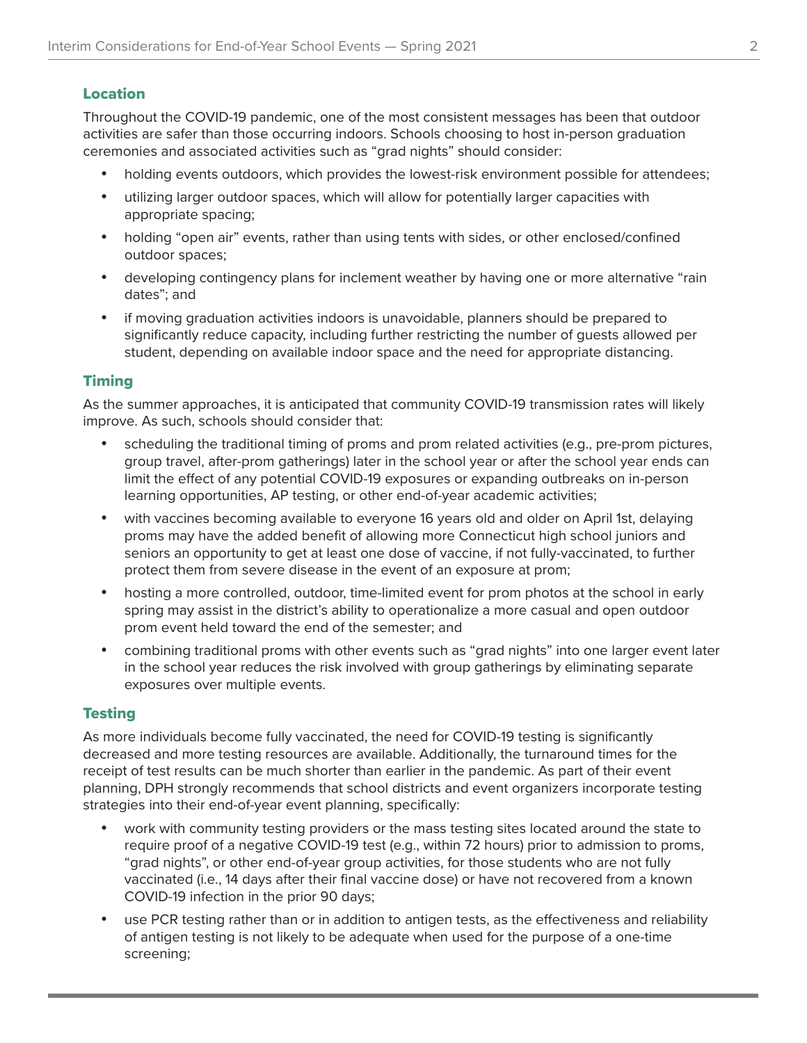## Location

Throughout the COVID-19 pandemic, one of the most consistent messages has been that outdoor activities are safer than those occurring indoors. Schools choosing to host in-person graduation ceremonies and associated activities such as "grad nights" should consider:

- holding events outdoors, which provides the lowest-risk environment possible for attendees;
- utilizing larger outdoor spaces, which will allow for potentially larger capacities with appropriate spacing;
- holding "open air" events, rather than using tents with sides, or other enclosed/confined outdoor spaces;
- developing contingency plans for inclement weather by having one or more alternative "rain dates"; and
- if moving graduation activities indoors is unavoidable, planners should be prepared to significantly reduce capacity, including further restricting the number of guests allowed per student, depending on available indoor space and the need for appropriate distancing.

## Timing

As the summer approaches, it is anticipated that community COVID-19 transmission rates will likely improve. As such, schools should consider that:

- scheduling the traditional timing of proms and prom related activities (e.g., pre-prom pictures, group travel, after-prom gatherings) later in the school year or after the school year ends can limit the effect of any potential COVID-19 exposures or expanding outbreaks on in-person learning opportunities, AP testing, or other end-of-year academic activities;
- with vaccines becoming available to everyone 16 years old and older on April 1st, delaying proms may have the added benefit of allowing more Connecticut high school juniors and seniors an opportunity to get at least one dose of vaccine, if not fully-vaccinated, to further protect them from severe disease in the event of an exposure at prom;
- hosting a more controlled, outdoor, time-limited event for prom photos at the school in early spring may assist in the district's ability to operationalize a more casual and open outdoor prom event held toward the end of the semester; and
- combining traditional proms with other events such as "grad nights" into one larger event later in the school year reduces the risk involved with group gatherings by eliminating separate exposures over multiple events.

## Testing

As more individuals become fully vaccinated, the need for COVID-19 testing is significantly decreased and more testing resources are available. Additionally, the turnaround times for the receipt of test results can be much shorter than earlier in the pandemic. As part of their event planning, DPH strongly recommends that school districts and event organizers incorporate testing strategies into their end-of-year event planning, specifically:

- work with community testing providers or the mass testing sites located around the state to require proof of a negative COVID-19 test (e.g., within 72 hours) prior to admission to proms, "grad nights", or other end-of-year group activities, for those students who are not fully vaccinated (i.e., 14 days after their final vaccine dose) or have not recovered from a known COVID-19 infection in the prior 90 days;
- use PCR testing rather than or in addition to antigen tests, as the effectiveness and reliability of antigen testing is not likely to be adequate when used for the purpose of a one-time screening;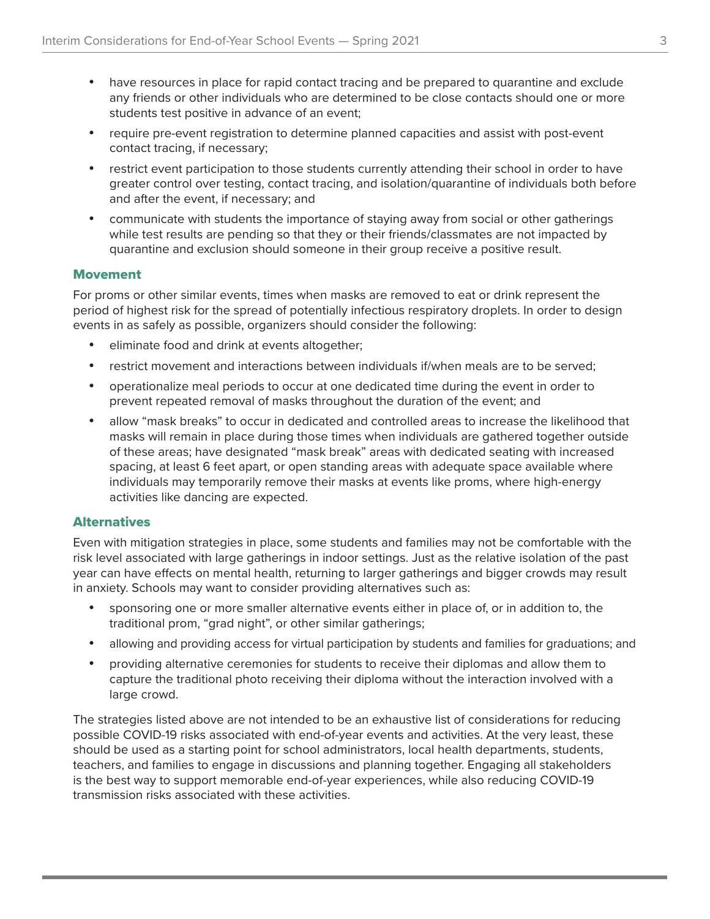- have resources in place for rapid contact tracing and be prepared to quarantine and exclude any friends or other individuals who are determined to be close contacts should one or more students test positive in advance of an event;
- require pre-event registration to determine planned capacities and assist with post-event contact tracing, if necessary;
- restrict event participation to those students currently attending their school in order to have greater control over testing, contact tracing, and isolation/quarantine of individuals both before and after the event, if necessary; and
- communicate with students the importance of staying away from social or other gatherings while test results are pending so that they or their friends/classmates are not impacted by quarantine and exclusion should someone in their group receive a positive result.

## Movement

For proms or other similar events, times when masks are removed to eat or drink represent the period of highest risk for the spread of potentially infectious respiratory droplets. In order to design events in as safely as possible, organizers should consider the following:

- eliminate food and drink at events altogether;
- restrict movement and interactions between individuals if/when meals are to be served;
- operationalize meal periods to occur at one dedicated time during the event in order to prevent repeated removal of masks throughout the duration of the event; and
- allow "mask breaks" to occur in dedicated and controlled areas to increase the likelihood that masks will remain in place during those times when individuals are gathered together outside of these areas; have designated "mask break" areas with dedicated seating with increased spacing, at least 6 feet apart, or open standing areas with adequate space available where individuals may temporarily remove their masks at events like proms, where high-energy activities like dancing are expected.

## Alternatives

Even with mitigation strategies in place, some students and families may not be comfortable with the risk level associated with large gatherings in indoor settings. Just as the relative isolation of the past year can have effects on mental health, returning to larger gatherings and bigger crowds may result in anxiety. Schools may want to consider providing alternatives such as:

- sponsoring one or more smaller alternative events either in place of, or in addition to, the traditional prom, "grad night", or other similar gatherings;
- allowing and providing access for virtual participation by students and families for graduations; and
- providing alternative ceremonies for students to receive their diplomas and allow them to capture the traditional photo receiving their diploma without the interaction involved with a large crowd.

The strategies listed above are not intended to be an exhaustive list of considerations for reducing possible COVID-19 risks associated with end-of-year events and activities. At the very least, these should be used as a starting point for school administrators, local health departments, students, teachers, and families to engage in discussions and planning together. Engaging all stakeholders is the best way to support memorable end-of-year experiences, while also reducing COVID-19 transmission risks associated with these activities.